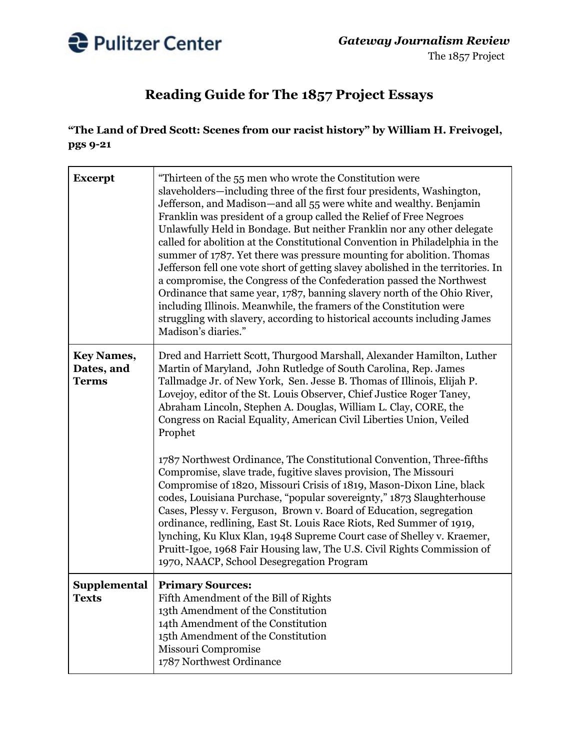Pulitzer Center

*Gateway Journalism Review*
The 1857 Project

# Reading Guide for The 1857 Project Essays

**"The Land of Dred Scott: Scenes from our racist history" by William H. Freivogel, pgs 9-21**

| | |
|---|---|
| **Excerpt** | "Thirteen of the 55 men who wrote the Constitution were slaveholders—including three of the first four presidents, Washington, Jefferson, and Madison—and all 55 were white and wealthy. Benjamin Franklin was president of a group called the Relief of Free Negroes Unlawfully Held in Bondage. But neither Franklin nor any other delegate called for abolition at the Constitutional Convention in Philadelphia in the summer of 1787. Yet there was pressure mounting for abolition. Thomas Jefferson fell one vote short of getting slavey abolished in the territories. In a compromise, the Congress of the Confederation passed the Northwest Ordinance that same year, 1787, banning slavery north of the Ohio River, including Illinois. Meanwhile, the framers of the Constitution were struggling with slavery, according to historical accounts including James Madison's diaries." |
| **Key Names, Dates, and Terms** | Dred and Harriett Scott, Thurgood Marshall, Alexander Hamilton, Luther Martin of Maryland, John Rutledge of South Carolina, Rep. James Tallmadge Jr. of New York, Sen. Jesse B. Thomas of Illinois, Elijah P. Lovejoy, editor of the St. Louis Observer, Chief Justice Roger Taney, Abraham Lincoln, Stephen A. Douglas, William L. Clay, CORE, the Congress on Racial Equality, American Civil Liberties Union, Veiled Prophet<br><br>1787 Northwest Ordinance, The Constitutional Convention, Three-fifths Compromise, slave trade, fugitive slaves provision, The Missouri Compromise of 1820, Missouri Crisis of 1819, Mason-Dixon Line, black codes, Louisiana Purchase, "popular sovereignty," 1873 Slaughterhouse Cases, Plessy v. Ferguson, Brown v. Board of Education, segregation ordinance, redlining, East St. Louis Race Riots, Red Summer of 1919, lynching, Ku Klux Klan, 1948 Supreme Court case of Shelley v. Kraemer, Pruitt-Igoe, 1968 Fair Housing law, The U.S. Civil Rights Commission of 1970, NAACP, School Desegregation Program |
| **Supplemental Texts** | **Primary Sources:**<br>Fifth Amendment of the Bill of Rights<br>13th Amendment of the Constitution<br>14th Amendment of the Constitution<br>15th Amendment of the Constitution<br>Missouri Compromise<br>1787 Northwest Ordinance |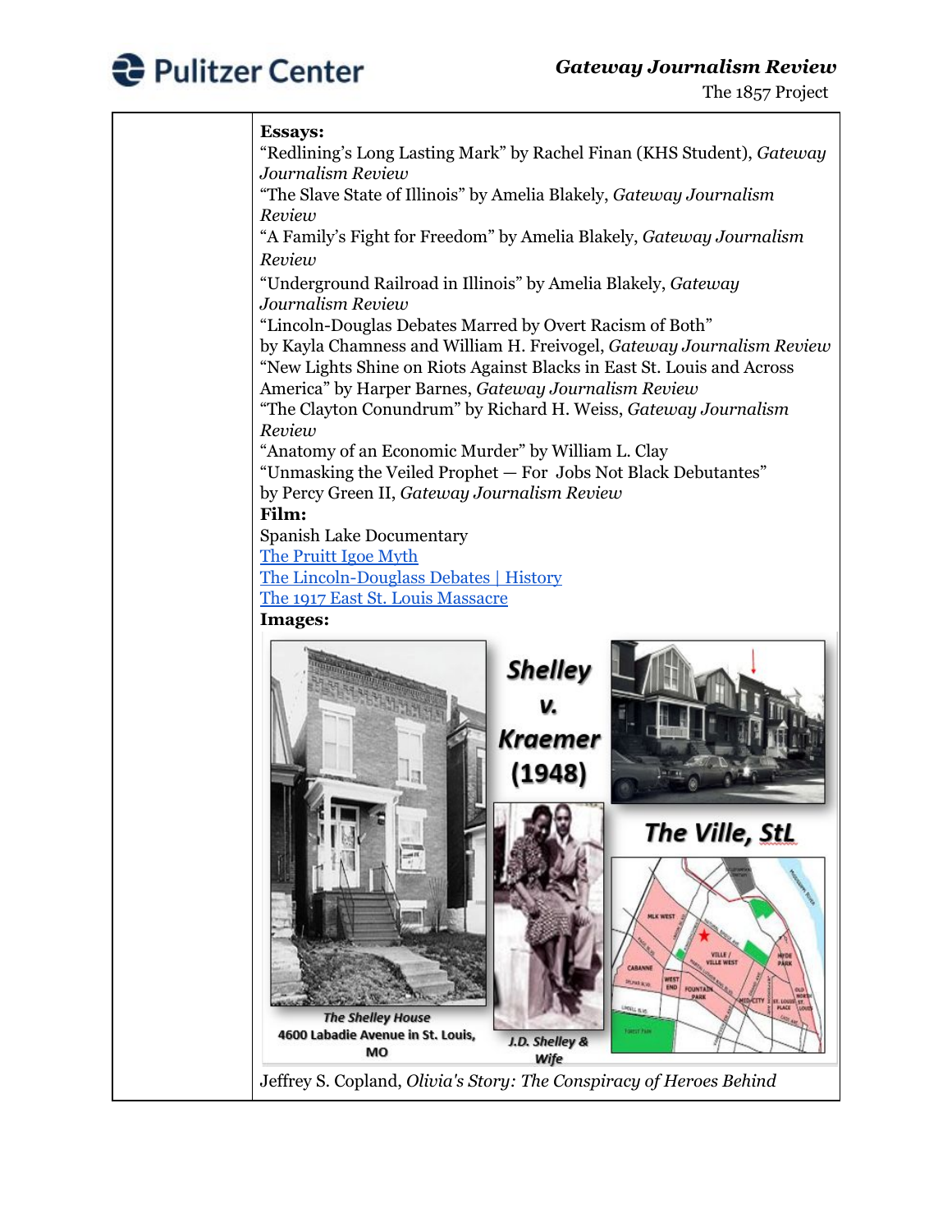**Essays:**

"Redlining's Long Lasting Mark" by Rachel Finan (KHS Student), *Gateway Journalism Review*

"The Slave State of Illinois" by Amelia Blakely, *Gateway Journalism Review*

"A Family's Fight for Freedom" by Amelia Blakely, *Gateway Journalism Review*

"Underground Railroad in Illinois" by Amelia Blakely, *Gateway Journalism Review*

"Lincoln-Douglas Debates Marred by Overt Racism of Both" by Kayla Chamness and William H. Freivogel, *Gateway Journalism Review*

"New Lights Shine on Riots Against Blacks in East St. Louis and Across America" by Harper Barnes, *Gateway Journalism Review*

"The Clayton Conundrum" by Richard H. Weiss, *Gateway Journalism Review*

"Anatomy of an Economic Murder" by William L. Clay

"Unmasking the Veiled Prophet — For Jobs Not Black Debutantes" by Percy Green II, *Gateway Journalism Review*

**Film:**

Spanish Lake Documentary

The Pruitt Igoe Myth

The Lincoln-Douglass Debates | History

The 1917 East St. Louis Massacre

**Images:**

Shelley v. Kraemer (1948)

The Shelley House 4600 Labadie Avenue in St. Louis, MO

J.D. Shelley & Wife

The Ville, StL

Jeffrey S. Copland, *Olivia's Story: The Conspiracy of Heroes Behind*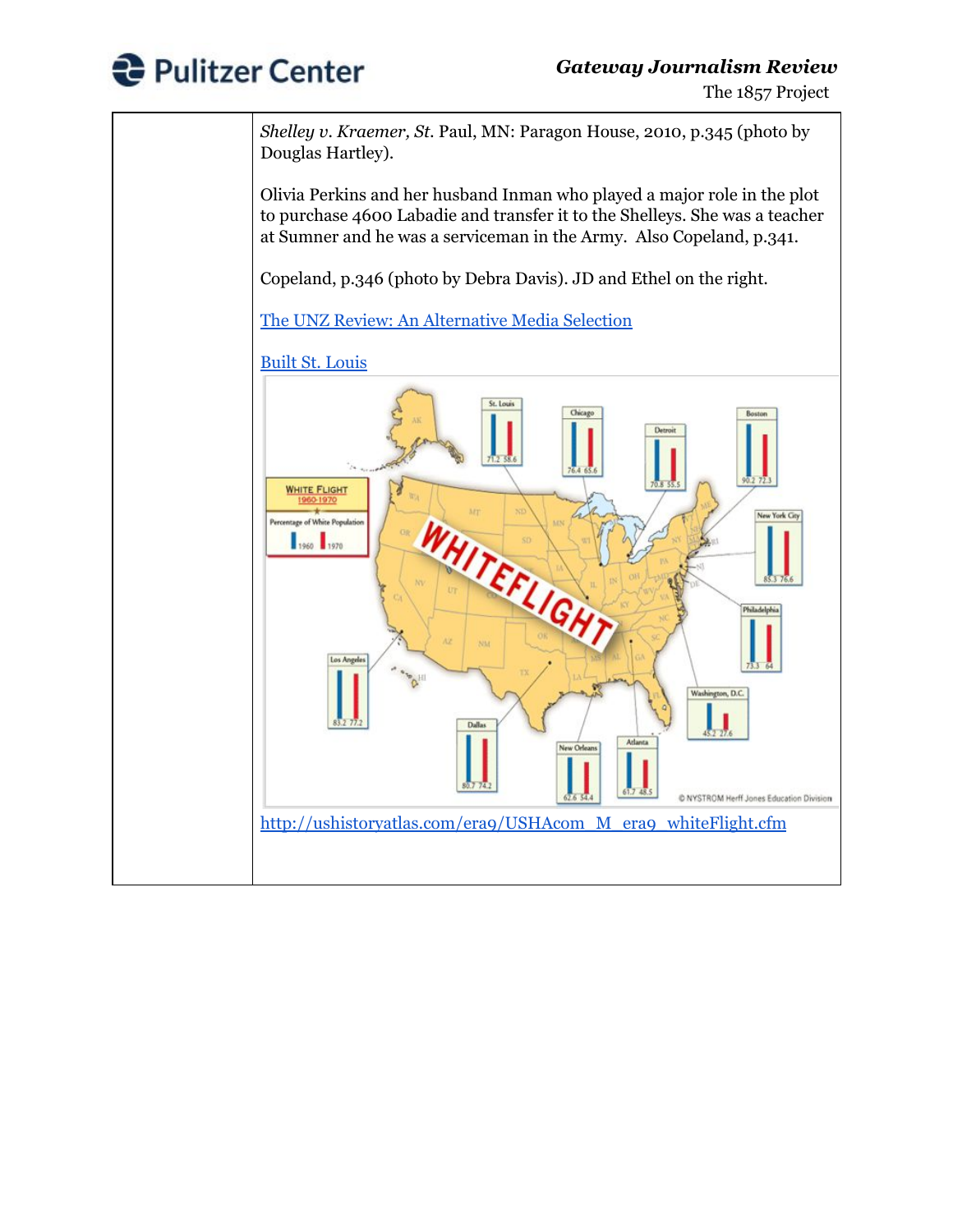| | *Shelley v. Kraemer, St.* Paul, MN: Paragon House, 2010, p.345 (photo by Douglas Hartley).<br><br>Olivia Perkins and her husband Inman who played a major role in the plot to purchase 4600 Labadie and transfer it to the Shelleys. She was a teacher at Sumner and he was a serviceman in the Army. Also Copeland, p.341.<br><br>Copeland, p.346 (photo by Debra Davis). JD and Ethel on the right.<br><br>The UNZ Review: An Alternative Media Selection<br><br>Built St. Louis<br><br>http://ushistoryatlas.com/era9/USHAcom_M_era9_whiteFlight.cfm |
|---|---|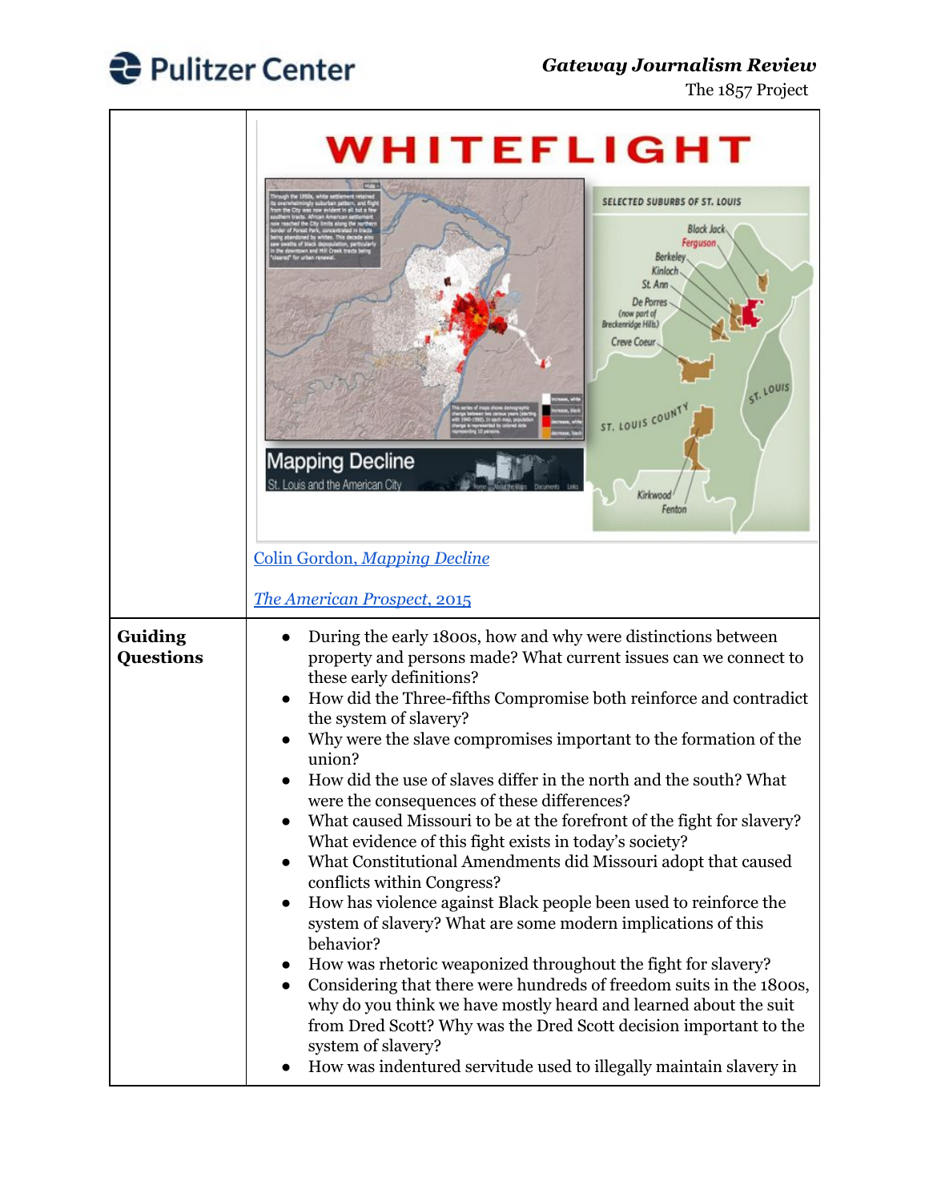| | |
|---|---|
| | Colin Gordon, *Mapping Decline*<br><br>*The American Prospect*, 2015 |
| **Guiding Questions** | • During the early 1800s, how and why were distinctions between property and persons made? What current issues can we connect to these early definitions?<br>• How did the Three-fifths Compromise both reinforce and contradict the system of slavery?<br>• Why were the slave compromises important to the formation of the union?<br>• How did the use of slaves differ in the north and the south? What were the consequences of these differences?<br>• What caused Missouri to be at the forefront of the fight for slavery? What evidence of this fight exists in today's society?<br>• What Constitutional Amendments did Missouri adopt that caused conflicts within Congress?<br>• How has violence against Black people been used to reinforce the system of slavery? What are some modern implications of this behavior?<br>• How was rhetoric weaponized throughout the fight for slavery?<br>• Considering that there were hundreds of freedom suits in the 1800s, why do you think we have mostly heard and learned about the suit from Dred Scott? Why was the Dred Scott decision important to the system of slavery?<br>• How was indentured servitude used to illegally maintain slavery in |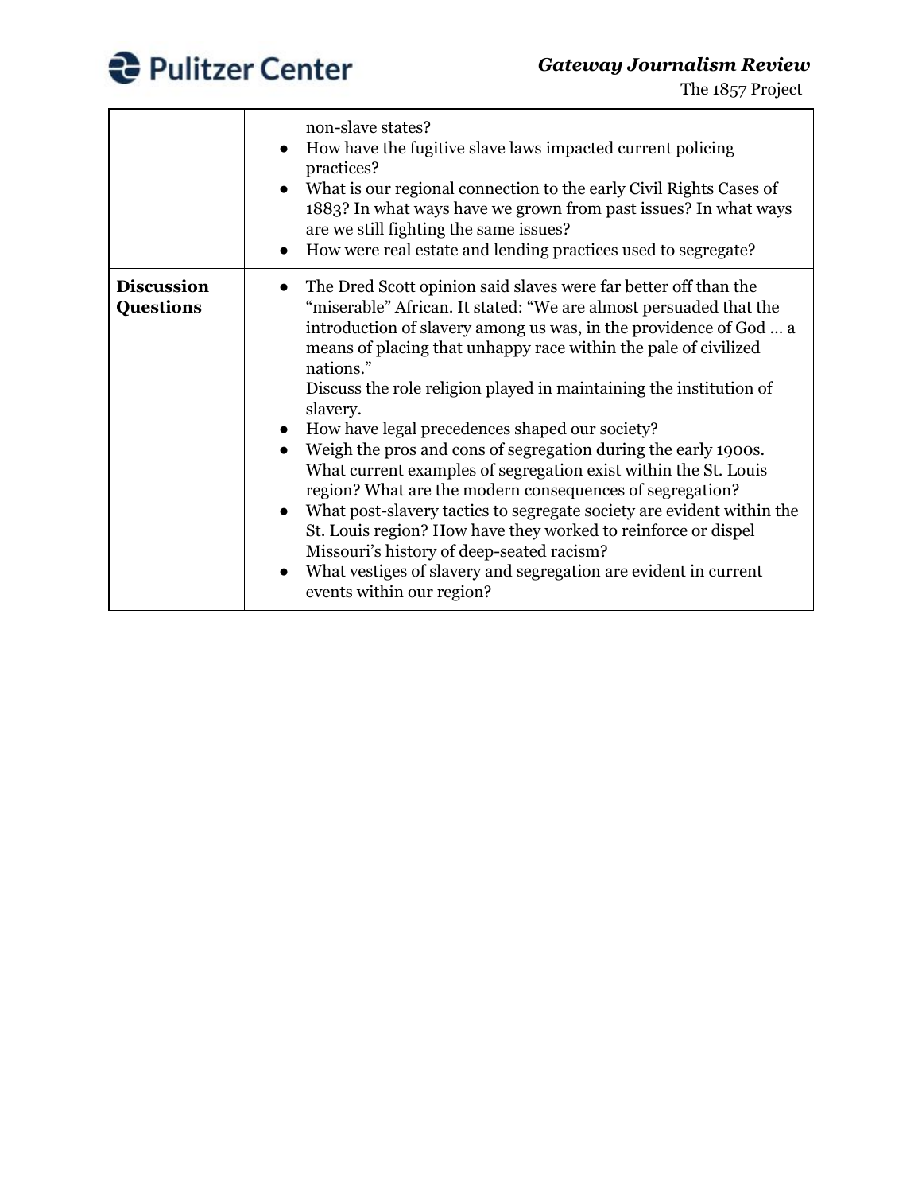| | |
|---|---|
| | non-slave states?<br>● How have the fugitive slave laws impacted current policing practices?<br>● What is our regional connection to the early Civil Rights Cases of 1883? In what ways have we grown from past issues? In what ways are we still fighting the same issues?<br>● How were real estate and lending practices used to segregate? |
| **Discussion Questions** | ● The Dred Scott opinion said slaves were far better off than the “miserable” African. It stated: “We are almost persuaded that the introduction of slavery among us was, in the providence of God … a means of placing that unhappy race within the pale of civilized nations.”<br>Discuss the role religion played in maintaining the institution of slavery.<br>● How have legal precedences shaped our society?<br>● Weigh the pros and cons of segregation during the early 1900s. What current examples of segregation exist within the St. Louis region? What are the modern consequences of segregation?<br>● What post-slavery tactics to segregate society are evident within the St. Louis region? How have they worked to reinforce or dispel Missouri’s history of deep-seated racism?<br>● What vestiges of slavery and segregation are evident in current events within our region? |